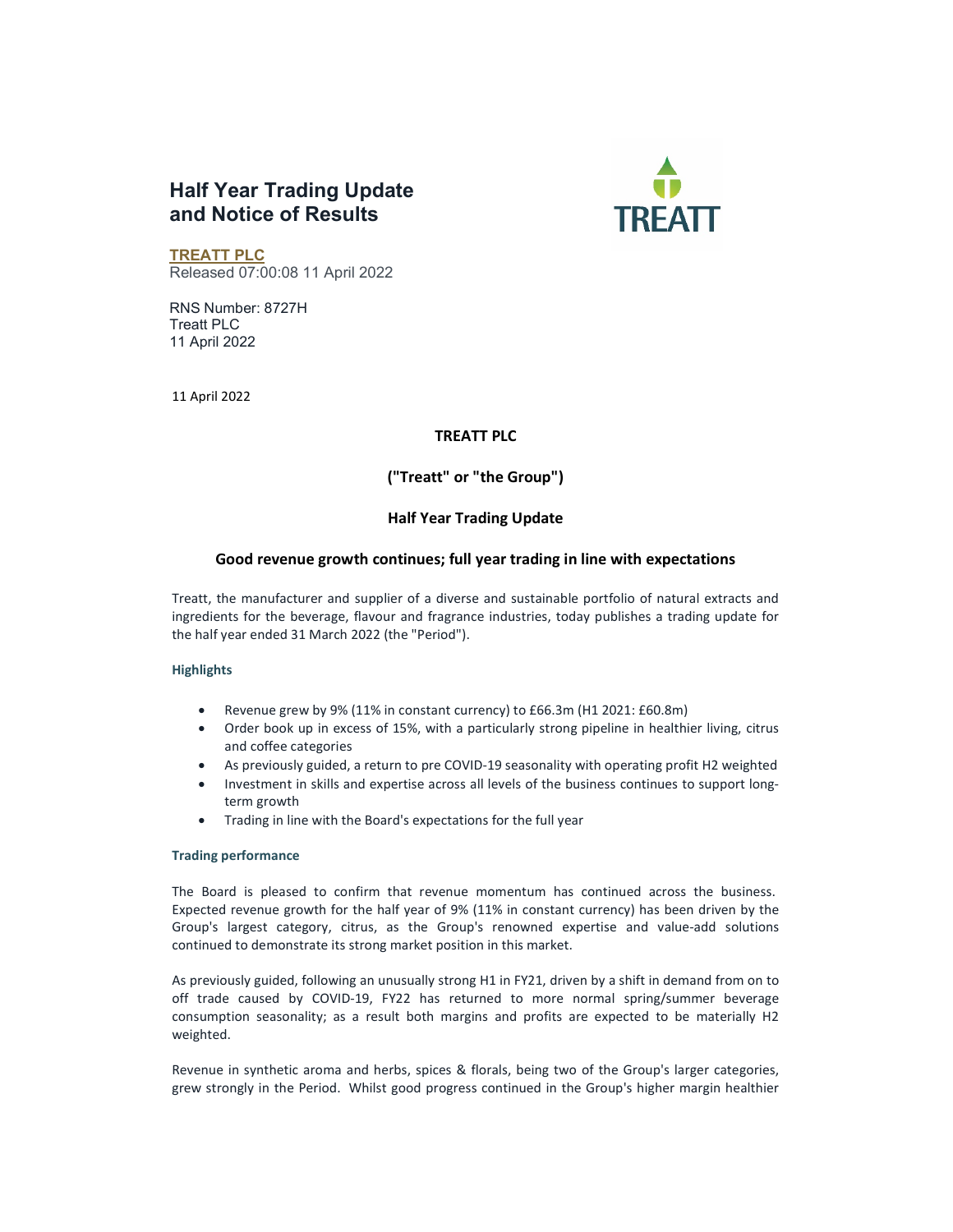# Half Year Trading Update and Notice of Results

**TREATT PLC**
Released 07:00:08 11 April 2022

RNS Number: 8727H
Treatt PLC
11 April 2022

11 April 2022

**TREATT PLC**

**("Treatt" or "the Group")**

**Half Year Trading Update**

## Good revenue growth continues; full year trading in line with expectations

Treatt, the manufacturer and supplier of a diverse and sustainable portfolio of natural extracts and ingredients for the beverage, flavour and fragrance industries, today publishes a trading update for the half year ended 31 March 2022 (the "Period").

### Highlights

- Revenue grew by 9% (11% in constant currency) to £66.3m (H1 2021: £60.8m)
- Order book up in excess of 15%, with a particularly strong pipeline in healthier living, citrus and coffee categories
- As previously guided, a return to pre COVID-19 seasonality with operating profit H2 weighted
- Investment in skills and expertise across all levels of the business continues to support long-term growth
- Trading in line with the Board's expectations for the full year

### Trading performance

The Board is pleased to confirm that revenue momentum has continued across the business. Expected revenue growth for the half year of 9% (11% in constant currency) has been driven by the Group's largest category, citrus, as the Group's renowned expertise and value-add solutions continued to demonstrate its strong market position in this market.

As previously guided, following an unusually strong H1 in FY21, driven by a shift in demand from on to off trade caused by COVID-19, FY22 has returned to more normal spring/summer beverage consumption seasonality; as a result both margins and profits are expected to be materially H2 weighted.

Revenue in synthetic aroma and herbs, spices & florals, being two of the Group's larger categories, grew strongly in the Period. Whilst good progress continued in the Group's higher margin healthier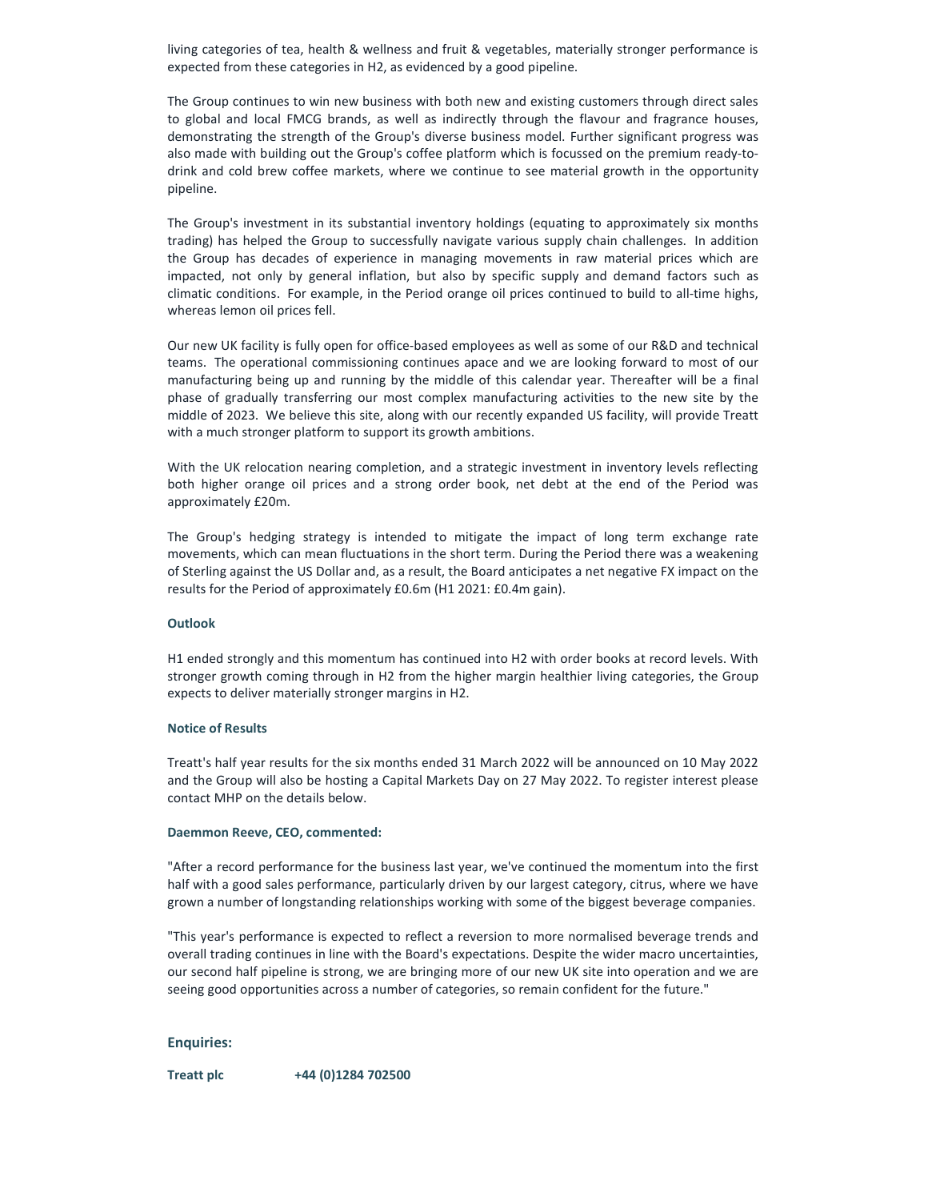living categories of tea, health & wellness and fruit & vegetables, materially stronger performance is expected from these categories in H2, as evidenced by a good pipeline.

The Group continues to win new business with both new and existing customers through direct sales to global and local FMCG brands, as well as indirectly through the flavour and fragrance houses, demonstrating the strength of the Group's diverse business model. Further significant progress was also made with building out the Group's coffee platform which is focussed on the premium ready-to-drink and cold brew coffee markets, where we continue to see material growth in the opportunity pipeline.

The Group's investment in its substantial inventory holdings (equating to approximately six months trading) has helped the Group to successfully navigate various supply chain challenges. In addition the Group has decades of experience in managing movements in raw material prices which are impacted, not only by general inflation, but also by specific supply and demand factors such as climatic conditions. For example, in the Period orange oil prices continued to build to all-time highs, whereas lemon oil prices fell.

Our new UK facility is fully open for office-based employees as well as some of our R&D and technical teams. The operational commissioning continues apace and we are looking forward to most of our manufacturing being up and running by the middle of this calendar year. Thereafter will be a final phase of gradually transferring our most complex manufacturing activities to the new site by the middle of 2023. We believe this site, along with our recently expanded US facility, will provide Treatt with a much stronger platform to support its growth ambitions.

With the UK relocation nearing completion, and a strategic investment in inventory levels reflecting both higher orange oil prices and a strong order book, net debt at the end of the Period was approximately £20m.

The Group's hedging strategy is intended to mitigate the impact of long term exchange rate movements, which can mean fluctuations in the short term. During the Period there was a weakening of Sterling against the US Dollar and, as a result, the Board anticipates a net negative FX impact on the results for the Period of approximately £0.6m (H1 2021: £0.4m gain).

**Outlook**

H1 ended strongly and this momentum has continued into H2 with order books at record levels. With stronger growth coming through in H2 from the higher margin healthier living categories, the Group expects to deliver materially stronger margins in H2.

**Notice of Results**

Treatt's half year results for the six months ended 31 March 2022 will be announced on 10 May 2022 and the Group will also be hosting a Capital Markets Day on 27 May 2022. To register interest please contact MHP on the details below.

**Daemmon Reeve, CEO, commented:**

"After a record performance for the business last year, we've continued the momentum into the first half with a good sales performance, particularly driven by our largest category, citrus, where we have grown a number of longstanding relationships working with some of the biggest beverage companies.

"This year's performance is expected to reflect a reversion to more normalised beverage trends and overall trading continues in line with the Board's expectations. Despite the wider macro uncertainties, our second half pipeline is strong, we are bringing more of our new UK site into operation and we are seeing good opportunities across a number of categories, so remain confident for the future."

## Enquiries:

**Treatt plc** **+44 (0)1284 702500**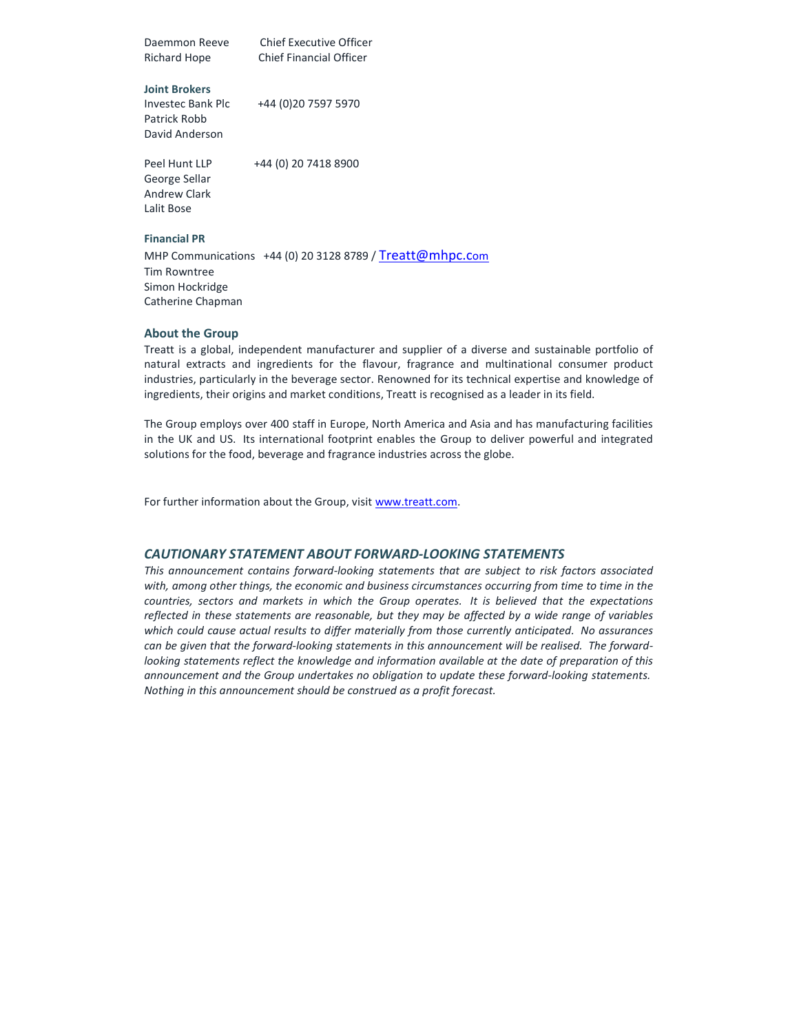Daemmon Reeve Chief Executive Officer
Richard Hope Chief Financial Officer

**Joint Brokers**

Investec Bank Plc +44 (0)20 7597 5970
Patrick Robb
David Anderson

Peel Hunt LLP +44 (0) 20 7418 8900
George Sellar
Andrew Clark
Lalit Bose

**Financial PR**

MHP Communications +44 (0) 20 3128 8789 / Treatt@mhpc.com
Tim Rowntree
Simon Hockridge
Catherine Chapman

## About the Group

Treatt is a global, independent manufacturer and supplier of a diverse and sustainable portfolio of natural extracts and ingredients for the flavour, fragrance and multinational consumer product industries, particularly in the beverage sector. Renowned for its technical expertise and knowledge of ingredients, their origins and market conditions, Treatt is recognised as a leader in its field.

The Group employs over 400 staff in Europe, North America and Asia and has manufacturing facilities in the UK and US. Its international footprint enables the Group to deliver powerful and integrated solutions for the food, beverage and fragrance industries across the globe.

For further information about the Group, visit www.treatt.com.

## *CAUTIONARY STATEMENT ABOUT FORWARD-LOOKING STATEMENTS*

*This announcement contains forward-looking statements that are subject to risk factors associated with, among other things, the economic and business circumstances occurring from time to time in the countries, sectors and markets in which the Group operates. It is believed that the expectations reflected in these statements are reasonable, but they may be affected by a wide range of variables which could cause actual results to differ materially from those currently anticipated. No assurances can be given that the forward-looking statements in this announcement will be realised. The forward-looking statements reflect the knowledge and information available at the date of preparation of this announcement and the Group undertakes no obligation to update these forward-looking statements. Nothing in this announcement should be construed as a profit forecast.*